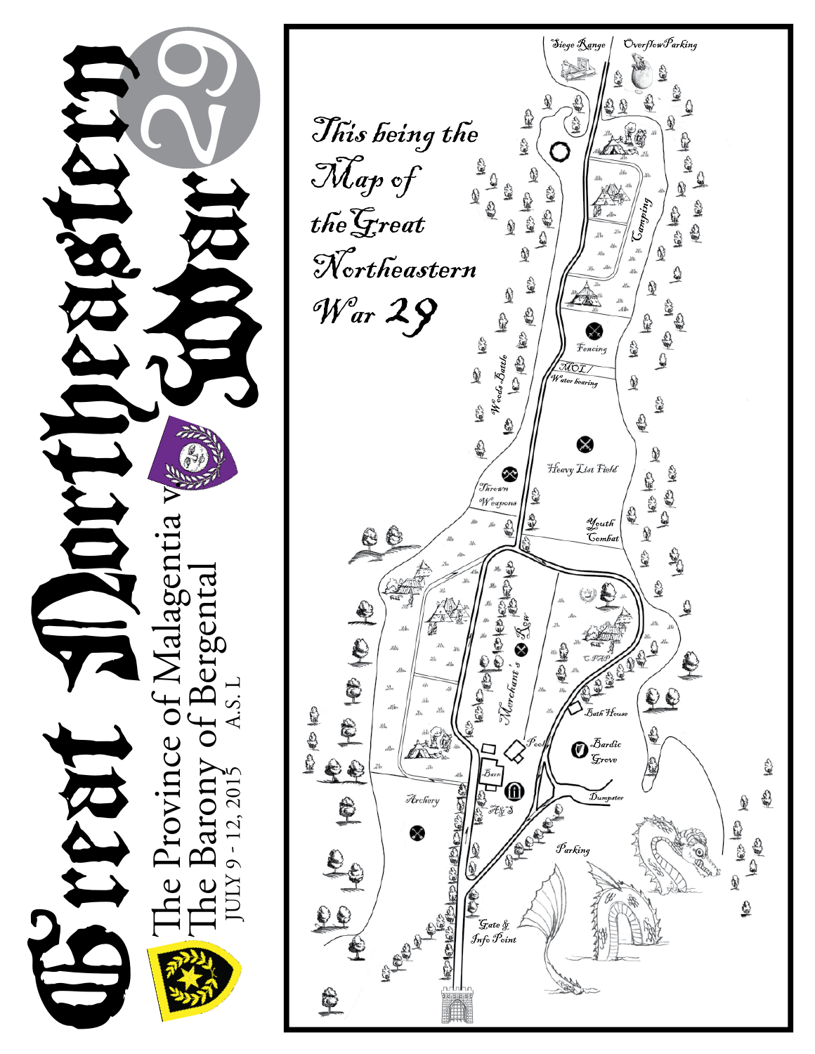# Great Northeastern War 29

The Province of Malagentia v
The Barony of Bergental

JULY 9 - 12, 2015 A.S. L

*This being the Map of the Great Northeastern War 29*

Siege Range

Overflow Parking

Camping

Fencing

MOL / Water bearing

Woods Battle

Heavy List Field

Thrown Weapons

Youth Combat

Merchant's Row

CTAP

Bath House

Pool

Bardic Grove

Barn

A&S

Dumpster

Archery

Parking

Gate & Info Point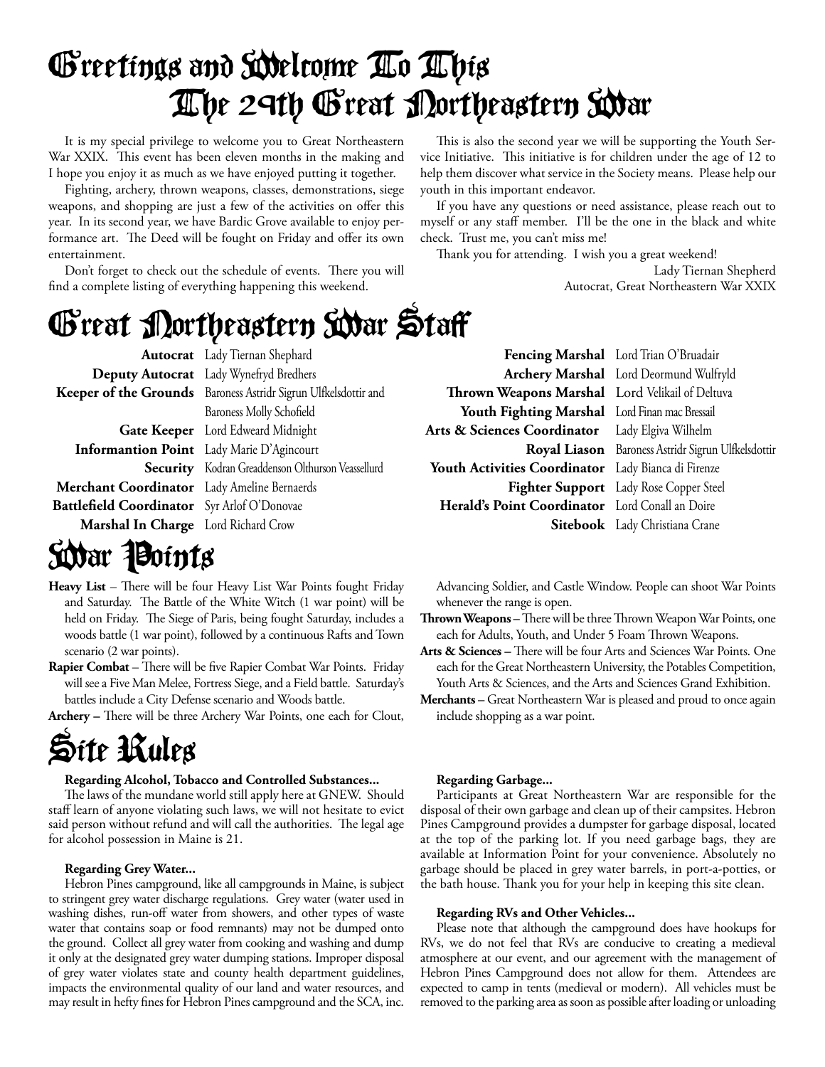# Greetings and Welcome To This The 29th Great Northeastern War

It is my special privilege to welcome you to Great Northeastern War XXIX. This event has been eleven months in the making and I hope you enjoy it as much as we have enjoyed putting it together.

Fighting, archery, thrown weapons, classes, demonstrations, siege weapons, and shopping are just a few of the activities on offer this year. In its second year, we have Bardic Grove available to enjoy performance art. The Deed will be fought on Friday and offer its own entertainment.

Don't forget to check out the schedule of events. There you will find a complete listing of everything happening this weekend.

This is also the second year we will be supporting the Youth Service Initiative. This initiative is for children under the age of 12 to help them discover what service in the Society means. Please help our youth in this important endeavor.

If you have any questions or need assistance, please reach out to myself or any staff member. I'll be the one in the black and white check. Trust me, you can't miss me!

Thank you for attending. I wish you a great weekend!

Lady Tiernan Shepherd
Autocrat, Great Northeastern War XXIX

# Great Northeastern War Staff

| | |
|---|---|
| **Autocrat** | Lady Tiernan Shephard |
| **Deputy Autocrat** | Lady Wynefryd Bredhers |
| **Keeper of the Grounds** | Baroness Astridr Sigrun Ulfkelsdottir and Baroness Molly Schofield |
| **Gate Keeper** | Lord Edweard Midnight |
| **Informantion Point** | Lady Marie D'Agincourt |
| **Security** | Kodran Greaddenson Olthurson Veassellurd |
| **Merchant Coordinator** | Lady Ameline Bernaerds |
| **Battlefield Coordinator** | Syr Arlof O'Donovae |
| **Marshal In Charge** | Lord Richard Crow |
| **Fencing Marshal** | Lord Trian O'Bruadair |
| **Archery Marshal** | Lord Deormund Wulfryld |
| **Thrown Weapons Marshal** | Lord Velikail of Deltuva |
| **Youth Fighting Marshal** | Lord Finan mac Bressail |
| **Arts & Sciences Coordinator** | Lady Elgiva Wilhelm |
| **Royal Liason** | Baroness Astridr Sigrun Ulfkelsdottir |
| **Youth Activities Coordinator** | Lady Bianca di Firenze |
| **Fighter Support** | Lady Rose Copper Steel |
| **Herald's Point Coordinator** | Lord Conall an Doire |
| **Sitebook** | Lady Christiana Crane |

# War Points

- **Heavy List** – There will be four Heavy List War Points fought Friday and Saturday. The Battle of the White Witch (1 war point) will be held on Friday. The Siege of Paris, being fought Saturday, includes a woods battle (1 war point), followed by a continuous Rafts and Town scenario (2 war points).
- **Rapier Combat** – There will be five Rapier Combat War Points. Friday will see a Five Man Melee, Fortress Siege, and a Field battle. Saturday's battles include a City Defense scenario and Woods battle.
- **Archery –** There will be three Archery War Points, one each for Clout, Advancing Soldier, and Castle Window. People can shoot War Points whenever the range is open.
- **Thrown Weapons –** There will be three Thrown Weapon War Points, one each for Adults, Youth, and Under 5 Foam Thrown Weapons.
- **Arts & Sciences –** There will be four Arts and Sciences War Points. One each for the Great Northeastern University, the Potables Competition, Youth Arts & Sciences, and the Arts and Sciences Grand Exhibition.
- **Merchants –** Great Northeastern War is pleased and proud to once again include shopping as a war point.

# Site Rules

**Regarding Alcohol, Tobacco and Controlled Substances...**

The laws of the mundane world still apply here at GNEW. Should staff learn of anyone violating such laws, we will not hesitate to evict said person without refund and will call the authorities. The legal age for alcohol possession in Maine is 21.

**Regarding Grey Water...**

Hebron Pines campground, like all campgrounds in Maine, is subject to stringent grey water discharge regulations. Grey water (water used in washing dishes, run-off water from showers, and other types of waste water that contains soap or food remnants) may not be dumped onto the ground. Collect all grey water from cooking and washing and dump it only at the designated grey water dumping stations. Improper disposal of grey water violates state and county health department guidelines, impacts the environmental quality of our land and water resources, and may result in hefty fines for Hebron Pines campground and the SCA, inc.

**Regarding Garbage...**

Participants at Great Northeastern War are responsible for the disposal of their own garbage and clean up of their campsites. Hebron Pines Campground provides a dumpster for garbage disposal, located at the top of the parking lot. If you need garbage bags, they are available at Information Point for your convenience. Absolutely no garbage should be placed in grey water barrels, in port-a-potties, or the bath house. Thank you for your help in keeping this site clean.

**Regarding RVs and Other Vehicles...**

Please note that although the campground does have hookups for RVs, we do not feel that RVs are conducive to creating a medieval atmosphere at our event, and our agreement with the management of Hebron Pines Campground does not allow for them. Attendees are expected to camp in tents (medieval or modern). All vehicles must be removed to the parking area as soon as possible after loading or unloading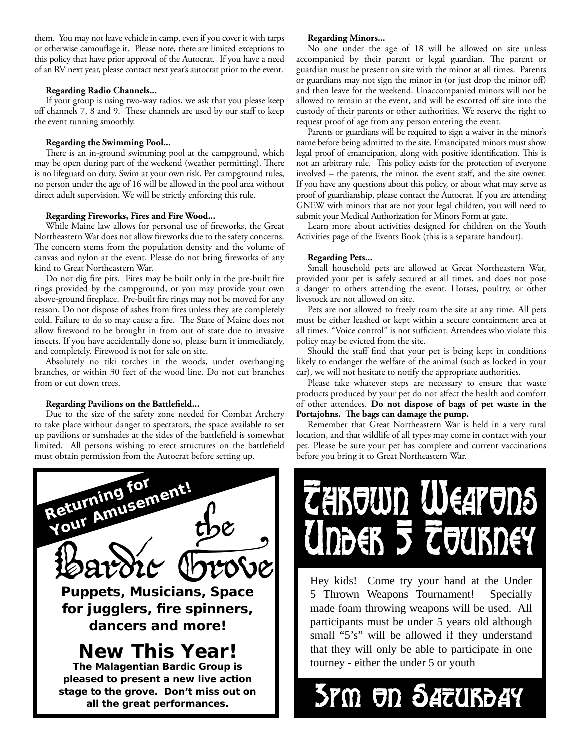them. You may not leave vehicle in camp, even if you cover it with tarps or otherwise camouflage it. Please note, there are limited exceptions to this policy that have prior approval of the Autocrat. If you have a need of an RV next year, please contact next year's autocrat prior to the event.

**Regarding Radio Channels...**

If your group is using two-way radios, we ask that you please keep off channels 7, 8 and 9. These channels are used by our staff to keep the event running smoothly.

**Regarding the Swimming Pool...**

There is an in-ground swimming pool at the campground, which may be open during part of the weekend (weather permitting). There is no lifeguard on duty. Swim at your own risk. Per campground rules, no person under the age of 16 will be allowed in the pool area without direct adult supervision. We will be strictly enforcing this rule.

**Regarding Fireworks, Fires and Fire Wood...**

While Maine law allows for personal use of fireworks, the Great Northeastern War does not allow fireworks due to the safety concerns. The concern stems from the population density and the volume of canvas and nylon at the event. Please do not bring fireworks of any kind to Great Northeastern War.

Do not dig fire pits. Fires may be built only in the pre-built fire rings provided by the campground, or you may provide your own above-ground fireplace. Pre-built fire rings may not be moved for any reason. Do not dispose of ashes from fires unless they are completely cold. Failure to do so may cause a fire. The State of Maine does not allow firewood to be brought in from out of state due to invasive insects. If you have accidentally done so, please burn it immediately, and completely. Firewood is not for sale on site.

Absolutely no tiki torches in the woods, under overhanging branches, or within 30 feet of the wood line. Do not cut branches from or cut down trees.

**Regarding Pavilions on the Battlefield...**

Due to the size of the safety zone needed for Combat Archery to take place without danger to spectators, the space available to set up pavilions or sunshades at the sides of the battlefield is somewhat limited. All persons wishing to erect structures on the battlefield must obtain permission from the Autocrat before setting up.

**Regarding Minors...**

No one under the age of 18 will be allowed on site unless accompanied by their parent or legal guardian. The parent or guardian must be present on site with the minor at all times. Parents or guardians may not sign the minor in (or just drop the minor off) and then leave for the weekend. Unaccompanied minors will not be allowed to remain at the event, and will be escorted off site into the custody of their parents or other authorities. We reserve the right to request proof of age from any person entering the event.

Parents or guardians will be required to sign a waiver in the minor's name before being admitted to the site. Emancipated minors must show legal proof of emancipation, along with positive identification. This is not an arbitrary rule. This policy exists for the protection of everyone involved – the parents, the minor, the event staff, and the site owner. If you have any questions about this policy, or about what may serve as proof of guardianship, please contact the Autocrat. If you are attending GNEW with minors that are not your legal children, you will need to submit your Medical Authorization for Minors Form at gate.

Learn more about activities designed for children on the Youth Activities page of the Events Book (this is a separate handout).

**Regarding Pets...**

Small household pets are allowed at Great Northeastern War, provided your pet is safely secured at all times, and does not pose a danger to others attending the event. Horses, poultry, or other livestock are not allowed on site.

Pets are not allowed to freely roam the site at any time. All pets must be either leashed or kept within a secure containment area at all times. "Voice control" is not sufficient. Attendees who violate this policy may be evicted from the site.

Should the staff find that your pet is being kept in conditions likely to endanger the welfare of the animal (such as locked in your car), we will not hesitate to notify the appropriate authorities.

Please take whatever steps are necessary to ensure that waste products produced by your pet do not affect the health and comfort of other attendees. **Do not dispose of bags of pet waste in the Portajohns. The bags can damage the pump.**

Remember that Great Northeastern War is held in a very rural location, and that wildlife of all types may come in contact with your pet. Please be sure your pet has complete and current vaccinations before you bring it to Great Northeastern War.

**Returning for Your Amusement!**

## the Bardic Grove

**Puppets, Musicians, Space for jugglers, fire spinners, dancers and more!**

### New This Year!

**The Malagentian Bardic Group is pleased to present a new live action stage to the grove. Don't miss out on all the great performances.**

## Thrown Weapons Under 5 Tourney

Hey kids! Come try your hand at the Under 5 Thrown Weapons Tournament! Specially made foam throwing weapons will be used. All participants must be under 5 years old although small "5's" will be allowed if they understand that they will only be able to participate in one tourney - either the under 5 or youth

### 3pm on Saturday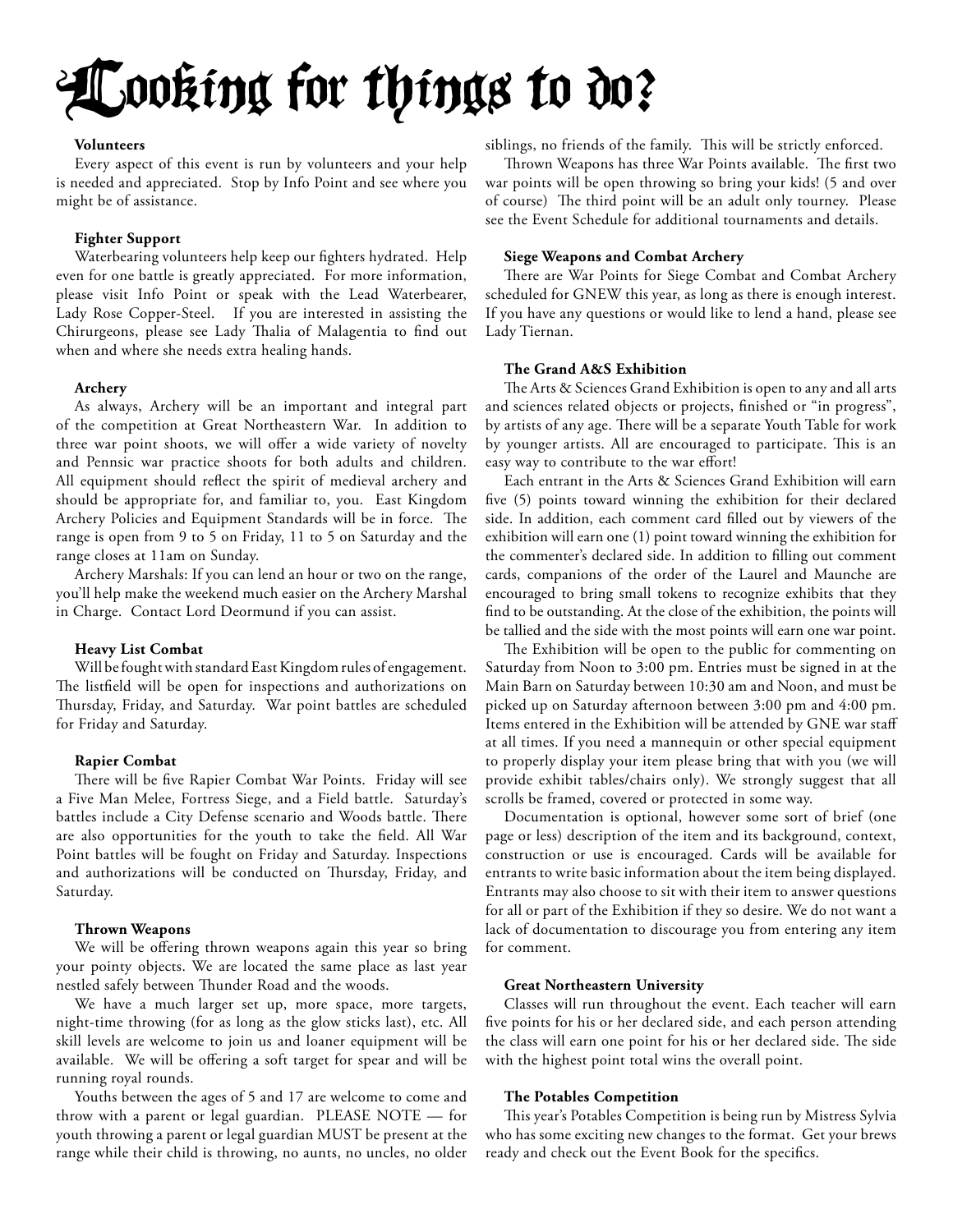# Looking for things to do?

### Volunteers

Every aspect of this event is run by volunteers and your help is needed and appreciated. Stop by Info Point and see where you might be of assistance.

### Fighter Support

Waterbearing volunteers help keep our fighters hydrated. Help even for one battle is greatly appreciated. For more information, please visit Info Point or speak with the Lead Waterbearer, Lady Rose Copper-Steel. If you are interested in assisting the Chirurgeons, please see Lady Thalia of Malagentia to find out when and where she needs extra healing hands.

### Archery

As always, Archery will be an important and integral part of the competition at Great Northeastern War. In addition to three war point shoots, we will offer a wide variety of novelty and Pennsic war practice shoots for both adults and children. All equipment should reflect the spirit of medieval archery and should be appropriate for, and familiar to, you. East Kingdom Archery Policies and Equipment Standards will be in force. The range is open from 9 to 5 on Friday, 11 to 5 on Saturday and the range closes at 11am on Sunday.

Archery Marshals: If you can lend an hour or two on the range, you'll help make the weekend much easier on the Archery Marshal in Charge. Contact Lord Deormund if you can assist.

### Heavy List Combat

Will be fought with standard East Kingdom rules of engagement. The listfield will be open for inspections and authorizations on Thursday, Friday, and Saturday. War point battles are scheduled for Friday and Saturday.

### Rapier Combat

There will be five Rapier Combat War Points. Friday will see a Five Man Melee, Fortress Siege, and a Field battle. Saturday's battles include a City Defense scenario and Woods battle. There are also opportunities for the youth to take the field. All War Point battles will be fought on Friday and Saturday. Inspections and authorizations will be conducted on Thursday, Friday, and Saturday.

### Thrown Weapons

We will be offering thrown weapons again this year so bring your pointy objects. We are located the same place as last year nestled safely between Thunder Road and the woods.

We have a much larger set up, more space, more targets, night-time throwing (for as long as the glow sticks last), etc. All skill levels are welcome to join us and loaner equipment will be available. We will be offering a soft target for spear and will be running royal rounds.

Youths between the ages of 5 and 17 are welcome to come and throw with a parent or legal guardian. PLEASE NOTE — for youth throwing a parent or legal guardian MUST be present at the range while their child is throwing, no aunts, no uncles, no older siblings, no friends of the family. This will be strictly enforced.

Thrown Weapons has three War Points available. The first two war points will be open throwing so bring your kids! (5 and over of course) The third point will be an adult only tourney. Please see the Event Schedule for additional tournaments and details.

### Siege Weapons and Combat Archery

There are War Points for Siege Combat and Combat Archery scheduled for GNEW this year, as long as there is enough interest. If you have any questions or would like to lend a hand, please see Lady Tiernan.

### The Grand A&S Exhibition

The Arts & Sciences Grand Exhibition is open to any and all arts and sciences related objects or projects, finished or "in progress", by artists of any age. There will be a separate Youth Table for work by younger artists. All are encouraged to participate. This is an easy way to contribute to the war effort!

Each entrant in the Arts & Sciences Grand Exhibition will earn five (5) points toward winning the exhibition for their declared side. In addition, each comment card filled out by viewers of the exhibition will earn one (1) point toward winning the exhibition for the commenter's declared side. In addition to filling out comment cards, companions of the order of the Laurel and Maunche are encouraged to bring small tokens to recognize exhibits that they find to be outstanding. At the close of the exhibition, the points will be tallied and the side with the most points will earn one war point.

The Exhibition will be open to the public for commenting on Saturday from Noon to 3:00 pm. Entries must be signed in at the Main Barn on Saturday between 10:30 am and Noon, and must be picked up on Saturday afternoon between 3:00 pm and 4:00 pm. Items entered in the Exhibition will be attended by GNE war staff at all times. If you need a mannequin or other special equipment to properly display your item please bring that with you (we will provide exhibit tables/chairs only). We strongly suggest that all scrolls be framed, covered or protected in some way.

Documentation is optional, however some sort of brief (one page or less) description of the item and its background, context, construction or use is encouraged. Cards will be available for entrants to write basic information about the item being displayed. Entrants may also choose to sit with their item to answer questions for all or part of the Exhibition if they so desire. We do not want a lack of documentation to discourage you from entering any item for comment.

### Great Northeastern University

Classes will run throughout the event. Each teacher will earn five points for his or her declared side, and each person attending the class will earn one point for his or her declared side. The side with the highest point total wins the overall point.

### The Potables Competition

This year's Potables Competition is being run by Mistress Sylvia who has some exciting new changes to the format. Get your brews ready and check out the Event Book for the specifics.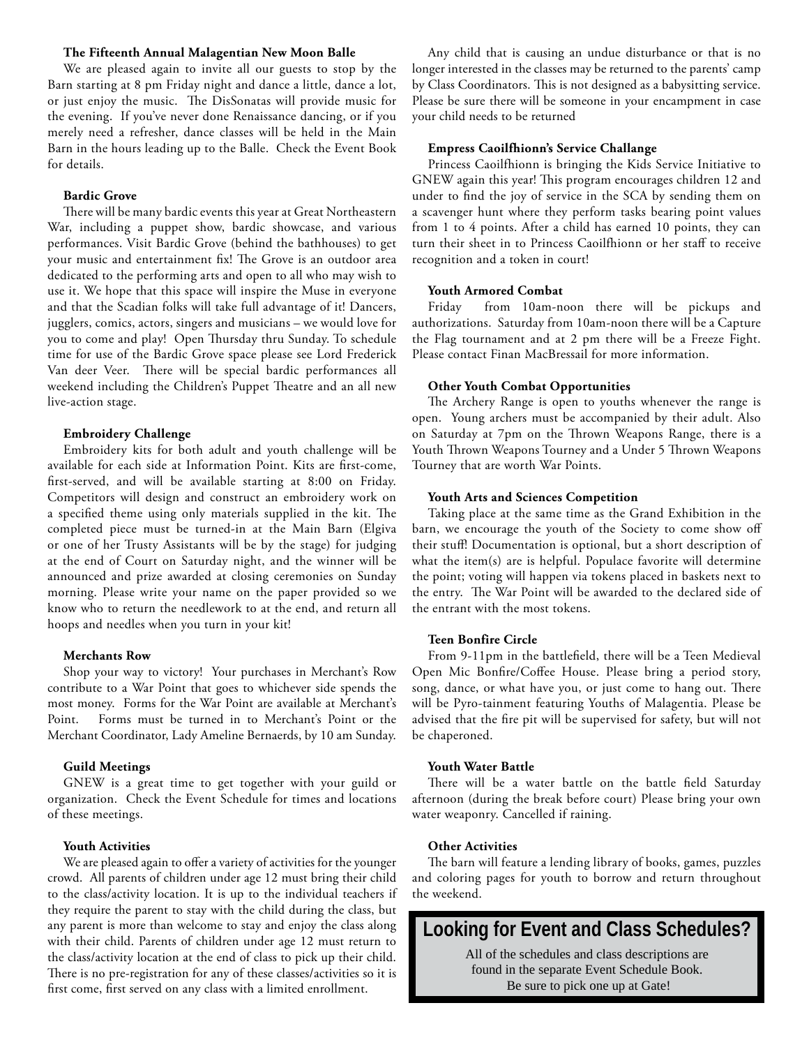### The Fifteenth Annual Malagentian New Moon Balle

We are pleased again to invite all our guests to stop by the Barn starting at 8 pm Friday night and dance a little, dance a lot, or just enjoy the music. The DisSonatas will provide music for the evening. If you've never done Renaissance dancing, or if you merely need a refresher, dance classes will be held in the Main Barn in the hours leading up to the Balle. Check the Event Book for details.

### Bardic Grove

There will be many bardic events this year at Great Northeastern War, including a puppet show, bardic showcase, and various performances. Visit Bardic Grove (behind the bathhouses) to get your music and entertainment fix! The Grove is an outdoor area dedicated to the performing arts and open to all who may wish to use it. We hope that this space will inspire the Muse in everyone and that the Scadian folks will take full advantage of it! Dancers, jugglers, comics, actors, singers and musicians – we would love for you to come and play! Open Thursday thru Sunday. To schedule time for use of the Bardic Grove space please see Lord Frederick Van deer Veer. There will be special bardic performances all weekend including the Children's Puppet Theatre and an all new live-action stage.

### Embroidery Challenge

Embroidery kits for both adult and youth challenge will be available for each side at Information Point. Kits are first-come, first-served, and will be available starting at 8:00 on Friday. Competitors will design and construct an embroidery work on a specified theme using only materials supplied in the kit. The completed piece must be turned-in at the Main Barn (Elgiva or one of her Trusty Assistants will be by the stage) for judging at the end of Court on Saturday night, and the winner will be announced and prize awarded at closing ceremonies on Sunday morning. Please write your name on the paper provided so we know who to return the needlework to at the end, and return all hoops and needles when you turn in your kit!

### Merchants Row

Shop your way to victory! Your purchases in Merchant's Row contribute to a War Point that goes to whichever side spends the most money. Forms for the War Point are available at Merchant's Point. Forms must be turned in to Merchant's Point or the Merchant Coordinator, Lady Ameline Bernaerds, by 10 am Sunday.

### Guild Meetings

GNEW is a great time to get together with your guild or organization. Check the Event Schedule for times and locations of these meetings.

### Youth Activities

We are pleased again to offer a variety of activities for the younger crowd. All parents of children under age 12 must bring their child to the class/activity location. It is up to the individual teachers if they require the parent to stay with the child during the class, but any parent is more than welcome to stay and enjoy the class along with their child. Parents of children under age 12 must return to the class/activity location at the end of class to pick up their child. There is no pre-registration for any of these classes/activities so it is first come, first served on any class with a limited enrollment.

Any child that is causing an undue disturbance or that is no longer interested in the classes may be returned to the parents' camp by Class Coordinators. This is not designed as a babysitting service. Please be sure there will be someone in your encampment in case your child needs to be returned

### Empress Caoilfhionn's Service Challange

Princess Caoilfhionn is bringing the Kids Service Initiative to GNEW again this year! This program encourages children 12 and under to find the joy of service in the SCA by sending them on a scavenger hunt where they perform tasks bearing point values from 1 to 4 points. After a child has earned 10 points, they can turn their sheet in to Princess Caoilfhionn or her staff to receive recognition and a token in court!

### Youth Armored Combat

Friday from 10am-noon there will be pickups and authorizations. Saturday from 10am-noon there will be a Capture the Flag tournament and at 2 pm there will be a Freeze Fight. Please contact Finan MacBressail for more information.

### Other Youth Combat Opportunities

The Archery Range is open to youths whenever the range is open. Young archers must be accompanied by their adult. Also on Saturday at 7pm on the Thrown Weapons Range, there is a Youth Thrown Weapons Tourney and a Under 5 Thrown Weapons Tourney that are worth War Points.

### Youth Arts and Sciences Competition

Taking place at the same time as the Grand Exhibition in the barn, we encourage the youth of the Society to come show off their stuff! Documentation is optional, but a short description of what the item(s) are is helpful. Populace favorite will determine the point; voting will happen via tokens placed in baskets next to the entry. The War Point will be awarded to the declared side of the entrant with the most tokens.

### Teen Bonfire Circle

From 9-11pm in the battlefield, there will be a Teen Medieval Open Mic Bonfire/Coffee House. Please bring a period story, song, dance, or what have you, or just come to hang out. There will be Pyro-tainment featuring Youths of Malagentia. Please be advised that the fire pit will be supervised for safety, but will not be chaperoned.

### Youth Water Battle

There will be a water battle on the battle field Saturday afternoon (during the break before court) Please bring your own water weaponry. Cancelled if raining.

### Other Activities

The barn will feature a lending library of books, games, puzzles and coloring pages for youth to borrow and return throughout the weekend.

## Looking for Event and Class Schedules?

All of the schedules and class descriptions are found in the separate Event Schedule Book. Be sure to pick one up at Gate!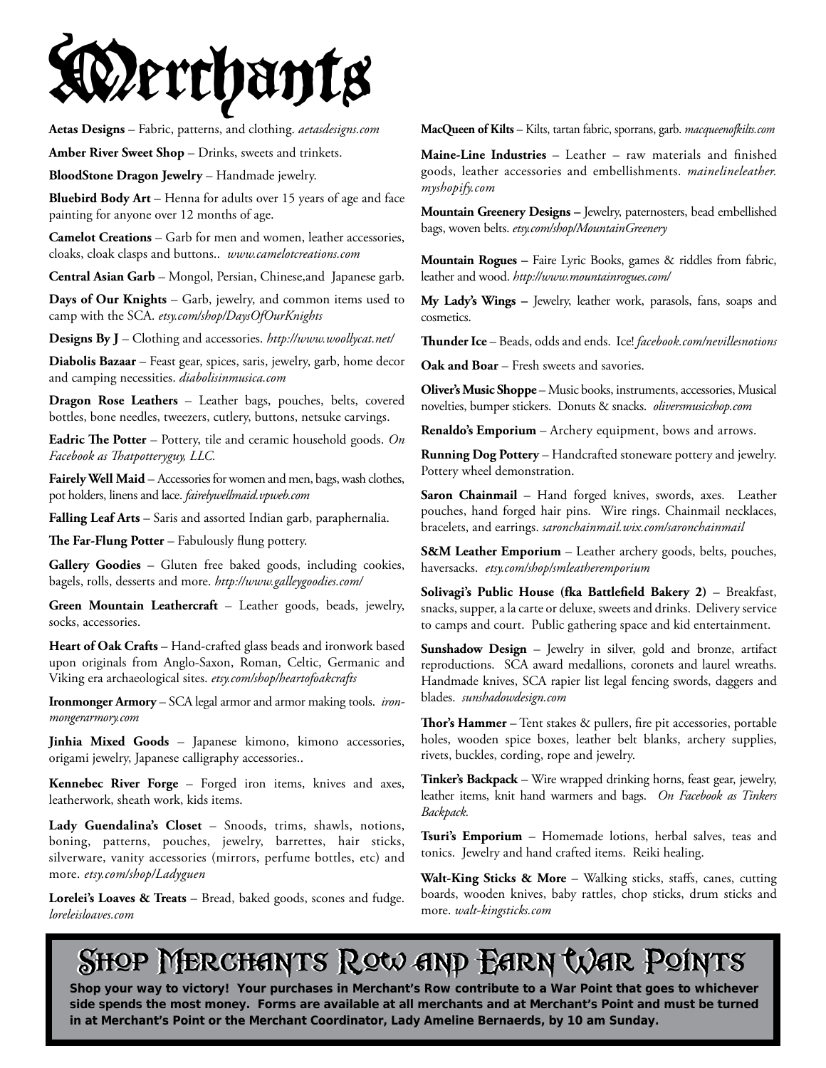# Merchants

**Aetas Designs** – Fabric, patterns, and clothing. *aetasdesigns.com*

**Amber River Sweet Shop** – Drinks, sweets and trinkets.

**BloodStone Dragon Jewelry** – Handmade jewelry.

**Bluebird Body Art** – Henna for adults over 15 years of age and face painting for anyone over 12 months of age.

**Camelot Creations** – Garb for men and women, leather accessories, cloaks, cloak clasps and buttons.. *www.camelotcreations.com*

**Central Asian Garb** – Mongol, Persian, Chinese,and Japanese garb.

**Days of Our Knights** – Garb, jewelry, and common items used to camp with the SCA. *etsy.com/shop/DaysOfOurKnights*

**Designs By J** – Clothing and accessories. *http://www.woollycat.net/*

**Diabolis Bazaar** – Feast gear, spices, saris, jewelry, garb, home decor and camping necessities. *diabolisinmusica.com*

**Dragon Rose Leathers** – Leather bags, pouches, belts, covered bottles, bone needles, tweezers, cutlery, buttons, netsuke carvings.

**Eadric The Potter** – Pottery, tile and ceramic household goods. *On Facebook as Thatpotteryguy, LLC.*

**Fairely Well Maid** – Accessories for women and men, bags, wash clothes, pot holders, linens and lace. *fairelywellmaid.vpweb.com*

**Falling Leaf Arts** – Saris and assorted Indian garb, paraphernalia.

**The Far-Flung Potter** – Fabulously flung pottery.

**Gallery Goodies** – Gluten free baked goods, including cookies, bagels, rolls, desserts and more. *http://www.galleygoodies.com/*

**Green Mountain Leathercraft** – Leather goods, beads, jewelry, socks, accessories.

**Heart of Oak Crafts** – Hand-crafted glass beads and ironwork based upon originals from Anglo-Saxon, Roman, Celtic, Germanic and Viking era archaeological sites. *etsy.com/shop/heartofoakcrafts*

**Ironmonger Armory** – SCA legal armor and armor making tools. *ironmongerarmory.com*

**Jinhia Mixed Goods** – Japanese kimono, kimono accessories, origami jewelry, Japanese calligraphy accessories..

**Kennebec River Forge** – Forged iron items, knives and axes, leatherwork, sheath work, kids items.

**Lady Guendalina's Closet** – Snoods, trims, shawls, notions, boning, patterns, pouches, jewelry, barrettes, hair sticks, silverware, vanity accessories (mirrors, perfume bottles, etc) and more. *etsy.com/shop/Ladyguen*

**Lorelei's Loaves & Treats** – Bread, baked goods, scones and fudge. *loreleisloaves.com*

**MacQueen of Kilts** – Kilts, tartan fabric, sporrans, garb. *macqueenofkilts.com*

**Maine-Line Industries** – Leather – raw materials and finished goods, leather accessories and embellishments. *mainelineleather.myshopify.com*

**Mountain Greenery Designs –** Jewelry, paternosters, bead embellished bags, woven belts. *etsy.com/shop/MountainGreenery*

**Mountain Rogues –** Faire Lyric Books, games & riddles from fabric, leather and wood. *http://www.mountainrogues.com/*

**My Lady's Wings –** Jewelry, leather work, parasols, fans, soaps and cosmetics.

**Thunder Ice** – Beads, odds and ends. Ice! *facebook.com/nevillesnotions*

**Oak and Boar** – Fresh sweets and savories.

**Oliver's Music Shoppe** – Music books, instruments, accessories, Musical novelties, bumper stickers. Donuts & snacks. *oliversmusicshop.com*

**Renaldo's Emporium** – Archery equipment, bows and arrows.

**Running Dog Pottery** – Handcrafted stoneware pottery and jewelry. Pottery wheel demonstration.

**Saron Chainmail** – Hand forged knives, swords, axes. Leather pouches, hand forged hair pins. Wire rings. Chainmail necklaces, bracelets, and earrings. *saronchainmail.wix.com/saronchainmail*

**S&M Leather Emporium** – Leather archery goods, belts, pouches, haversacks. *etsy.com/shop/smleatheremporium*

**Solivagi's Public House (fka Battlefield Bakery 2)** – Breakfast, snacks, supper, a la carte or deluxe, sweets and drinks. Delivery service to camps and court. Public gathering space and kid entertainment.

**Sunshadow Design** – Jewelry in silver, gold and bronze, artifact reproductions. SCA award medallions, coronets and laurel wreaths. Handmade knives, SCA rapier list legal fencing swords, daggers and blades. *sunshadowdesign.com*

**Thor's Hammer** – Tent stakes & pullers, fire pit accessories, portable holes, wooden spice boxes, leather belt blanks, archery supplies, rivets, buckles, cording, rope and jewelry.

**Tinker's Backpack** – Wire wrapped drinking horns, feast gear, jewelry, leather items, knit hand warmers and bags. *On Facebook as Tinkers Backpack.*

**Tsuri's Emporium** – Homemade lotions, herbal salves, teas and tonics. Jewelry and hand crafted items. Reiki healing.

**Walt-King Sticks & More** – Walking sticks, staffs, canes, cutting boards, wooden knives, baby rattles, chop sticks, drum sticks and more. *walt-kingsticks.com*

## Shop Merchants Row and Earn War Points

**Shop your way to victory! Your purchases in Merchant's Row contribute to a War Point that goes to whichever side spends the most money. Forms are available at all merchants and at Merchant's Point and must be turned in at Merchant's Point or the Merchant Coordinator, Lady Ameline Bernaerds, by 10 am Sunday.**